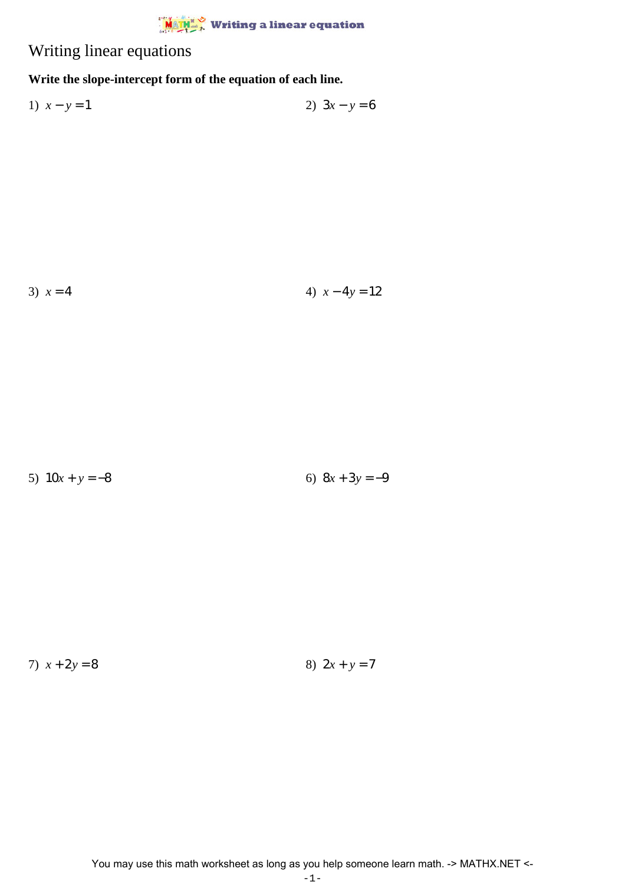# Writing linear equations

**Write the slope-intercept form of the equation of each line.**

1) $x - y = 1$

2) $3x - y = 6$

3) $x = 4$

4) $x - 4y = 12$

5) $10x + y = -8$

6) $8x + 3y = -9$

7) $x + 2y = 8$

8) $2x + y = 7$

You may use this math worksheet as long as you help someone learn math. -> MATHX.NET <-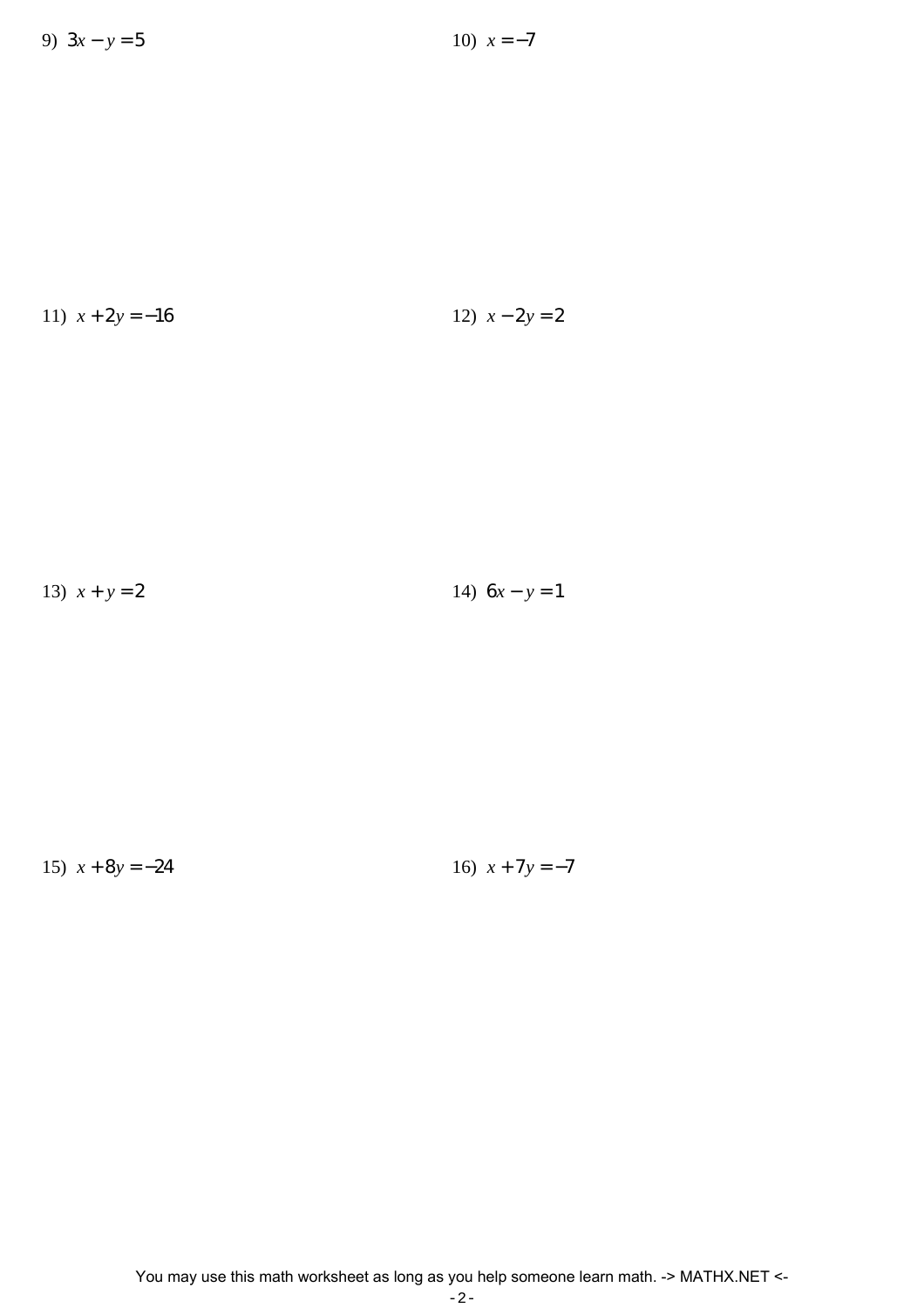9) $3x - y = 5$

10) $x = -7$

11) $x + 2y = -16$

12) $x - 2y = 2$

13) $x + y = 2$

14) $6x - y = 1$

15) $x + 8y = -24$

16) $x + 7y = -7$

You may use this math worksheet as long as you help someone learn math. -> MATHX.NET <-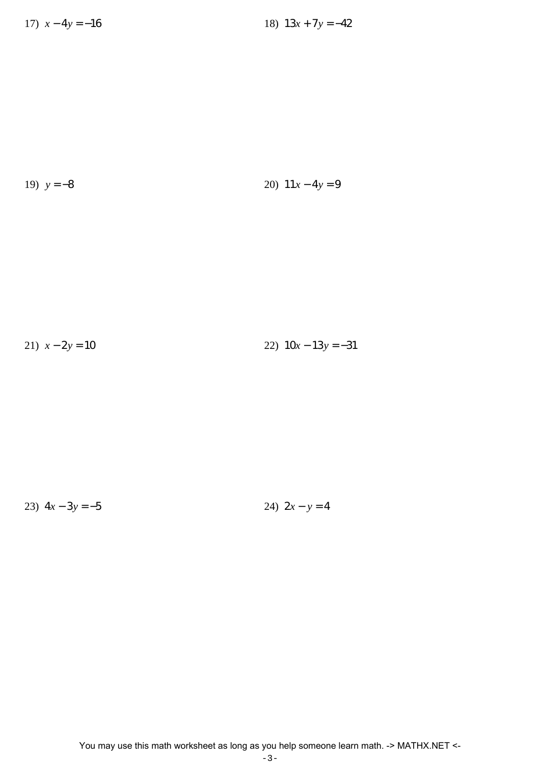17) $x - 4y = -16$

18) $13x + 7y = -42$

19) $y = -8$

20) $11x - 4y = 9$

21) $x - 2y = 10$

22) $10x - 13y = -31$

23) $4x - 3y = -5$

24) $2x - y = 4$

You may use this math worksheet as long as you help someone learn math. -> MATHX.NET <-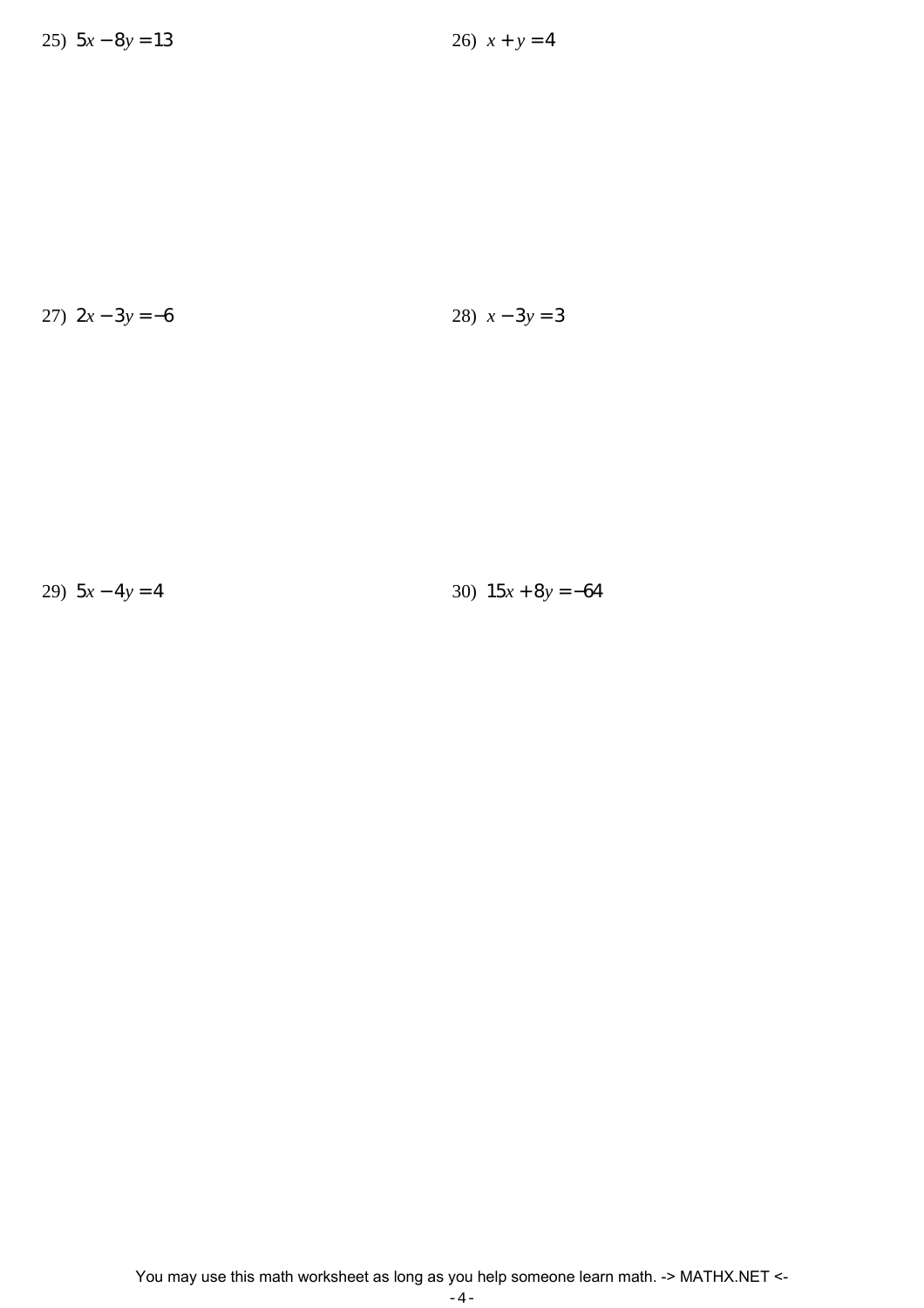25) $5x - 8y = 13$

26) $x + y = 4$

27) $2x - 3y = -6$

28) $x - 3y = 3$

29) $5x - 4y = 4$

30) $15x + 8y = -64$

You may use this math worksheet as long as you help someone learn math. -> MATHX.NET <-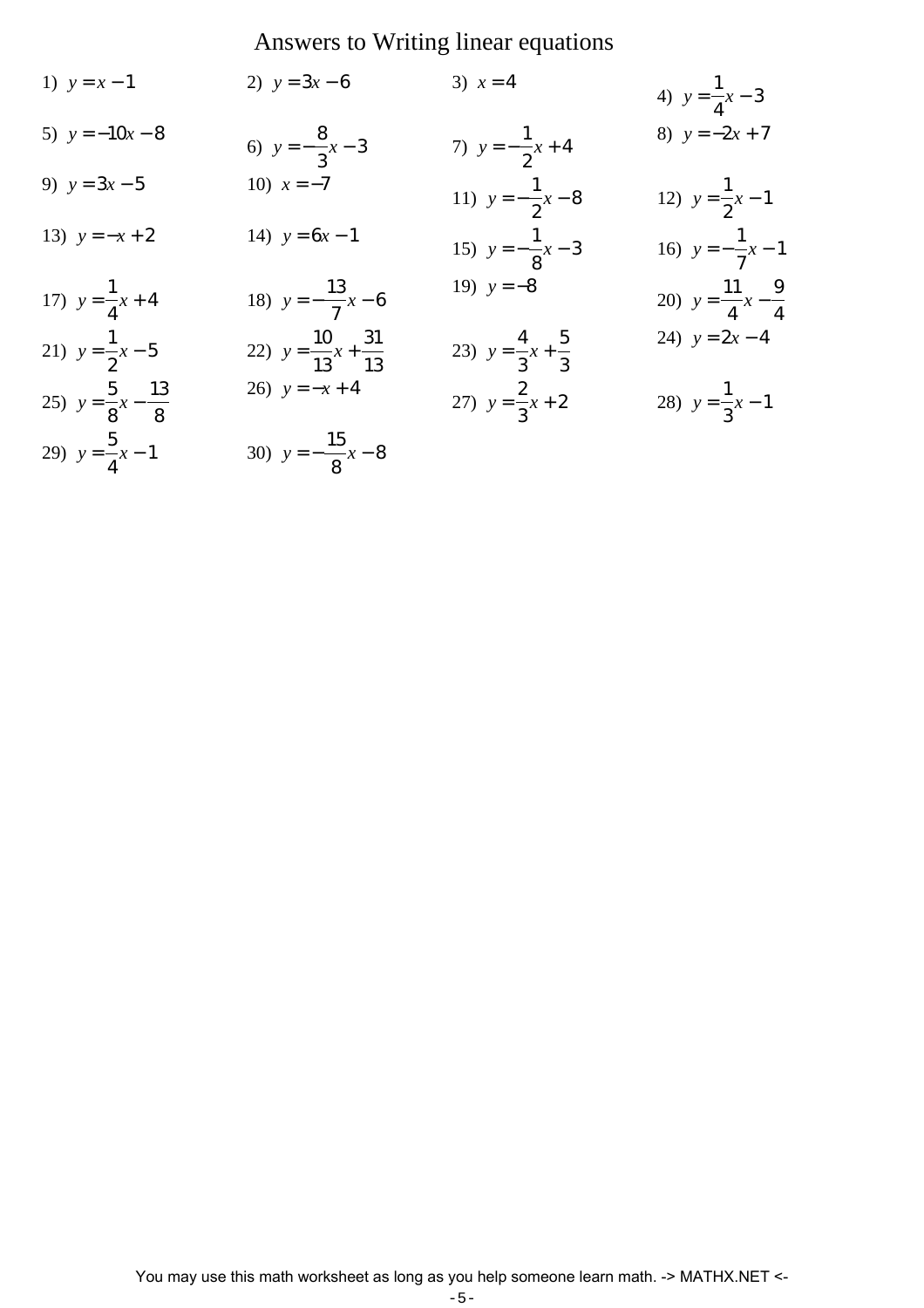# Answers to Writing linear equations

1) $y = x - 1$

2) $y = 3x - 6$

3) $x = 4$

4) $y = \frac{1}{4}x - 3$

5) $y = -10x - 8$

6) $y = -\frac{8}{3}x - 3$

7) $y = -\frac{1}{2}x + 4$

8) $y = -2x + 7$

9) $y = 3x - 5$

10) $x = -7$

11) $y = -\frac{1}{2}x - 8$

12) $y = \frac{1}{2}x - 1$

13) $y = -x + 2$

14) $y = 6x - 1$

15) $y = -\frac{1}{8}x - 3$

16) $y = -\frac{1}{7}x - 1$

17) $y = \frac{1}{4}x + 4$

18) $y = -\frac{13}{7}x - 6$

19) $y = -8$

20) $y = \frac{11}{4}x - \frac{9}{4}$

21) $y = \frac{1}{2}x - 5$

22) $y = \frac{10}{13}x + \frac{31}{13}$

23) $y = \frac{4}{3}x + \frac{5}{3}$

24) $y = 2x - 4$

25) $y = \frac{5}{8}x - \frac{13}{8}$

26) $y = -x + 4$

27) $y = \frac{2}{3}x + 2$

28) $y = \frac{1}{3}x - 1$

29) $y = \frac{5}{4}x - 1$

30) $y = -\frac{15}{8}x - 8$

You may use this math worksheet as long as you help someone learn math. -> MATHX.NET <-